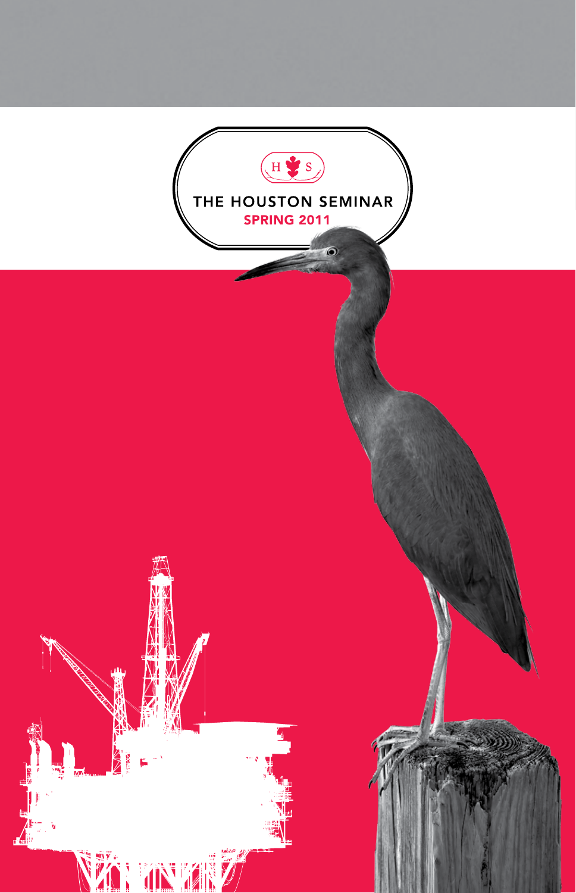H S

# THE HOUSTON SEMINAR

## SPRING 2011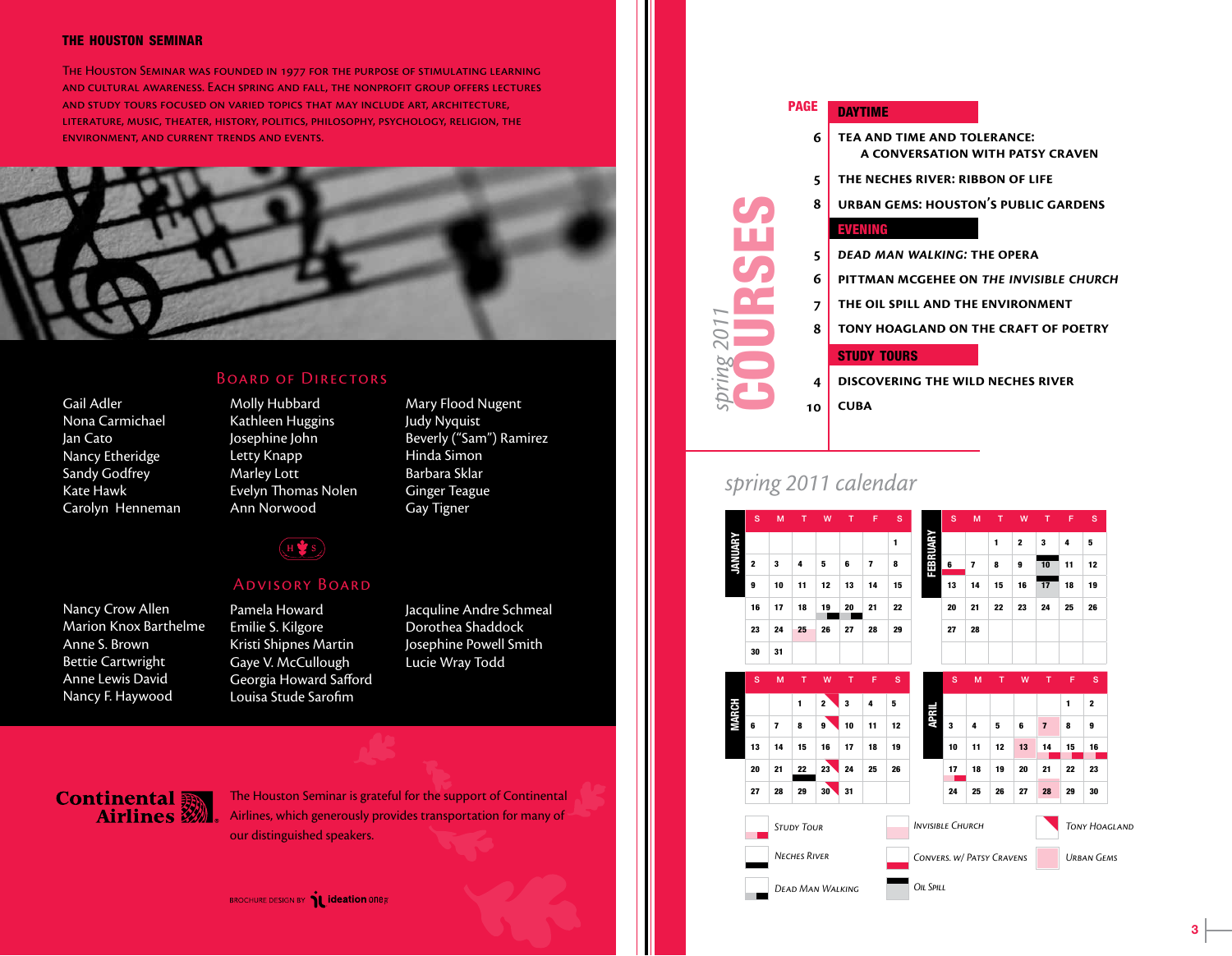## THE HOUSTON SEMINAR

The Houston Seminar was founded in 1977 for the purpose of stimulating learning and cultural awareness. Each spring and fall, the nonprofit group offers lectures and study tours focused on varied topics that may include art, architecture, literature, music, theater, history, politics, philosophy, psychology, religion, the environment, and current trends and events.

### Board of Directors

Gail Adler
Nona Carmichael
Jan Cato
Nancy Etheridge
Sandy Godfrey
Kate Hawk
Carolyn Henneman
Molly Hubbard
Kathleen Huggins
Josephine John
Letty Knapp
Marley Lott
Evelyn Thomas Nolen
Ann Norwood
Mary Flood Nugent
Judy Nyquist
Beverly ("Sam") Ramirez
Hinda Simon
Barbara Sklar
Ginger Teague
Gay Tigner

### Advisory Board

Nancy Crow Allen
Marion Knox Barthelme
Anne S. Brown
Bettie Cartwright
Anne Lewis David
Nancy F. Haywood
Pamela Howard
Emilie S. Kilgore
Kristi Shipnes Martin
Gaye V. McCullough
Georgia Howard Safford
Louisa Stude Sarofim
Jacquline Andre Schmeal
Dorothea Shaddock
Josephine Powell Smith
Lucie Wray Todd

Continental Airlines

The Houston Seminar is grateful for the support of Continental Airlines, which generously provides transportation for many of our distinguished speakers.

Brochure design by ideation one

## spring 2011 COURSES

| PAGE | |
|---|---|
| | **DAYTIME** |
| 6 | TEA AND TIME AND TOLERANCE: A CONVERSATION WITH PATSY CRAVEN |
| 5 | THE NECHES RIVER: RIBBON OF LIFE |
| 8 | URBAN GEMS: HOUSTON'S PUBLIC GARDENS |
| | **EVENING** |
| 5 | *DEAD MAN WALKING:* THE OPERA |
| 6 | PITTMAN MCGEHEE ON *THE INVISIBLE CHURCH* |
| 7 | THE OIL SPILL AND THE ENVIRONMENT |
| 8 | TONY HOAGLAND ON THE CRAFT OF POETRY |
| | **STUDY TOURS** |
| 4 | DISCOVERING THE WILD NECHES RIVER |
| 10 | CUBA |

## spring 2011 calendar

**JANUARY**

| S | M | T | W | T | F | S |
|---|---|---|---|---|---|---|
| | | | | | | 1 |
| 2 | 3 | 4 | 5 | 6 | 7 | 8 |
| 9 | 10 | 11 | 12 | 13 | 14 | 15 |
| 16 | 17 | 18 | 19 | 20 | 21 | 22 |
| 23 | 24 | 25 | 26 | 27 | 28 | 29 |
| 30 | 31 | | | | | |

**FEBRUARY**

| S | M | T | W | T | F | S |
|---|---|---|---|---|---|---|
| | | 1 | 2 | 3 | 4 | 5 |
| 6 | 7 | 8 | 9 | 10 | 11 | 12 |
| 13 | 14 | 15 | 16 | 17 | 18 | 19 |
| 20 | 21 | 22 | 23 | 24 | 25 | 26 |
| 27 | 28 | | | | | |

**MARCH**

| S | M | T | W | T | F | S |
|---|---|---|---|---|---|---|
| | | 1 | 2 | 3 | 4 | 5 |
| 6 | 7 | 8 | 9 | 10 | 11 | 12 |
| 13 | 14 | 15 | 16 | 17 | 18 | 19 |
| 20 | 21 | 22 | 23 | 24 | 25 | 26 |
| 27 | 28 | 29 | 30 | 31 | | |

**APRIL**

| S | M | T | W | T | F | S |
|---|---|---|---|---|---|---|
| | | | | | 1 | 2 |
| 3 | 4 | 5 | 6 | 7 | 8 | 9 |
| 10 | 11 | 12 | 13 | 14 | 15 | 16 |
| 17 | 18 | 19 | 20 | 21 | 22 | 23 |
| 24 | 25 | 26 | 27 | 28 | 29 | 30 |

Legend: Study Tour · Invisible Church · Tony Hoagland · Neches River · Convers. w/ Patsy Cravens · Urban Gems · Dead Man Walking · Oil Spill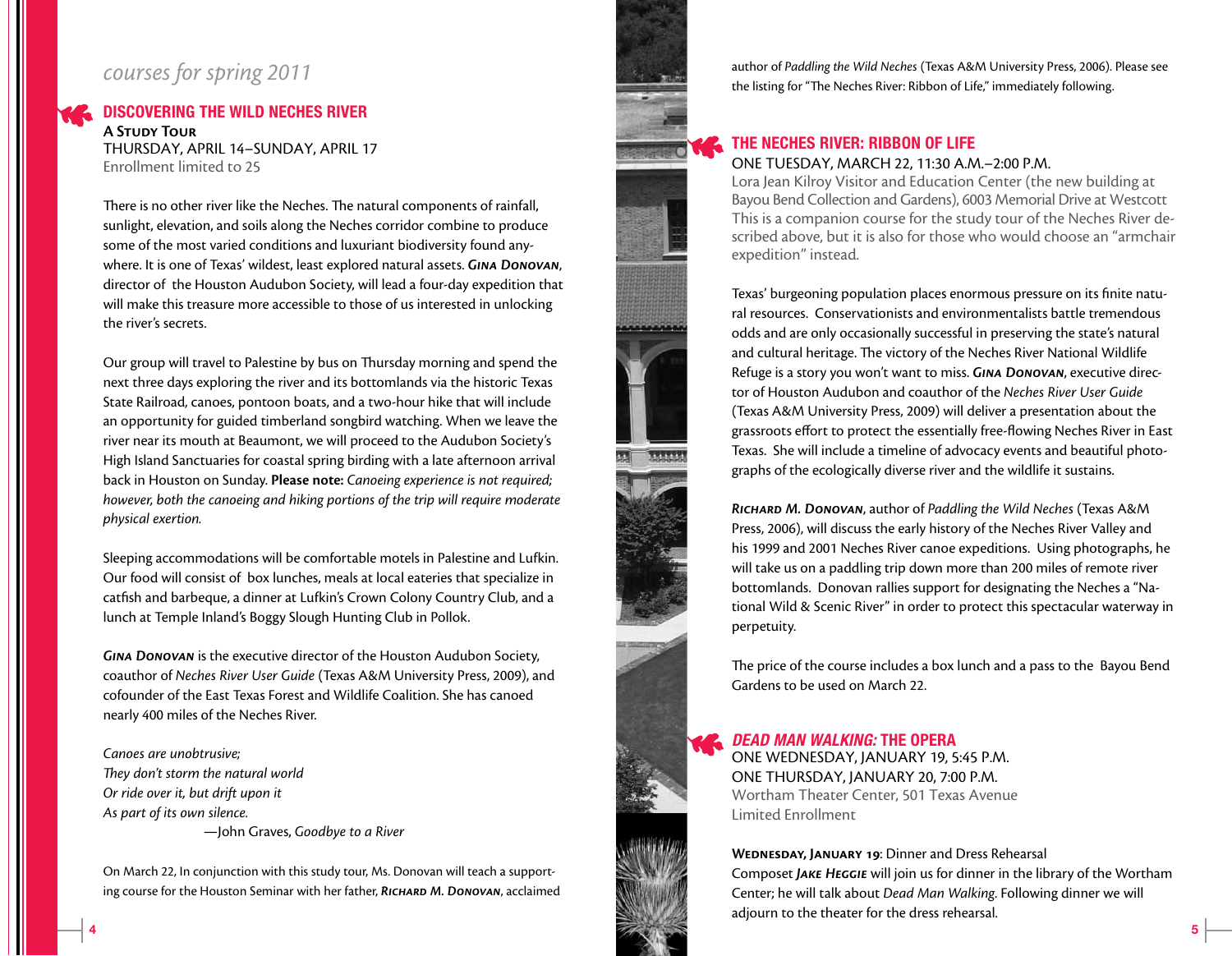*courses for spring 2011*

## DISCOVERING THE WILD NECHES RIVER

**A Study Tour**
THURSDAY, APRIL 14–SUNDAY, APRIL 17
Enrollment limited to 25

There is no other river like the Neches. The natural components of rainfall, sunlight, elevation, and soils along the Neches corridor combine to produce some of the most varied conditions and luxuriant biodiversity found anywhere. It is one of Texas' wildest, least explored natural assets. ***Gina Donovan***, director of the Houston Audubon Society, will lead a four-day expedition that will make this treasure more accessible to those of us interested in unlocking the river's secrets.

Our group will travel to Palestine by bus on Thursday morning and spend the next three days exploring the river and its bottomlands via the historic Texas State Railroad, canoes, pontoon boats, and a two-hour hike that will include an opportunity for guided timberland songbird watching. When we leave the river near its mouth at Beaumont, we will proceed to the Audubon Society's High Island Sanctuaries for coastal spring birding with a late afternoon arrival back in Houston on Sunday. **Please note:** *Canoeing experience is not required; however, both the canoeing and hiking portions of the trip will require moderate physical exertion.*

Sleeping accommodations will be comfortable motels in Palestine and Lufkin. Our food will consist of box lunches, meals at local eateries that specialize in catfish and barbeque, a dinner at Lufkin's Crown Colony Country Club, and a lunch at Temple Inland's Boggy Slough Hunting Club in Pollok.

***Gina Donovan*** is the executive director of the Houston Audubon Society, coauthor of *Neches River User Guide* (Texas A&M University Press, 2009), and cofounder of the East Texas Forest and Wildlife Coalition. She has canoed nearly 400 miles of the Neches River.

*Canoes are unobtrusive;*
*They don't storm the natural world*
*Or ride over it, but drift upon it*
*As part of its own silence.*
—John Graves, *Goodbye to a River*

On March 22, In conjunction with this study tour, Ms. Donovan will teach a supporting course for the Houston Seminar with her father, ***Richard M. Donovan***, acclaimed author of *Paddling the Wild Neches* (Texas A&M University Press, 2006). Please see the listing for "The Neches River: Ribbon of Life," immediately following.

## THE NECHES RIVER: RIBBON OF LIFE

ONE TUESDAY, MARCH 22, 11:30 A.M.–2:00 P.M.
Lora Jean Kilroy Visitor and Education Center (the new building at Bayou Bend Collection and Gardens), 6003 Memorial Drive at Westcott
This is a companion course for the study tour of the Neches River described above, but it is also for those who would choose an "armchair expedition" instead.

Texas' burgeoning population places enormous pressure on its finite natural resources. Conservationists and environmentalists battle tremendous odds and are only occasionally successful in preserving the state's natural and cultural heritage. The victory of the Neches River National Wildlife Refuge is a story you won't want to miss. ***Gina Donovan***, executive director of Houston Audubon and coauthor of the *Neches River User Guide* (Texas A&M University Press, 2009) will deliver a presentation about the grassroots effort to protect the essentially free-flowing Neches River in East Texas. She will include a timeline of advocacy events and beautiful photographs of the ecologically diverse river and the wildlife it sustains.

***Richard M. Donovan***, author of *Paddling the Wild Neches* (Texas A&M Press, 2006), will discuss the early history of the Neches River Valley and his 1999 and 2001 Neches River canoe expeditions. Using photographs, he will take us on a paddling trip down more than 200 miles of remote river bottomlands. Donovan rallies support for designating the Neches a "National Wild & Scenic River" in order to protect this spectacular waterway in perpetuity.

The price of the course includes a box lunch and a pass to the Bayou Bend Gardens to be used on March 22.

## *DEAD MAN WALKING:* THE OPERA

ONE WEDNESDAY, JANUARY 19, 5:45 P.M.
ONE THURSDAY, JANUARY 20, 7:00 P.M.
Wortham Theater Center, 501 Texas Avenue
Limited Enrollment

**Wednesday, January 19**: Dinner and Dress Rehearsal
Composet ***Jake Heggie*** will join us for dinner in the library of the Wortham Center; he will talk about *Dead Man Walking*. Following dinner we will adjourn to the theater for the dress rehearsal.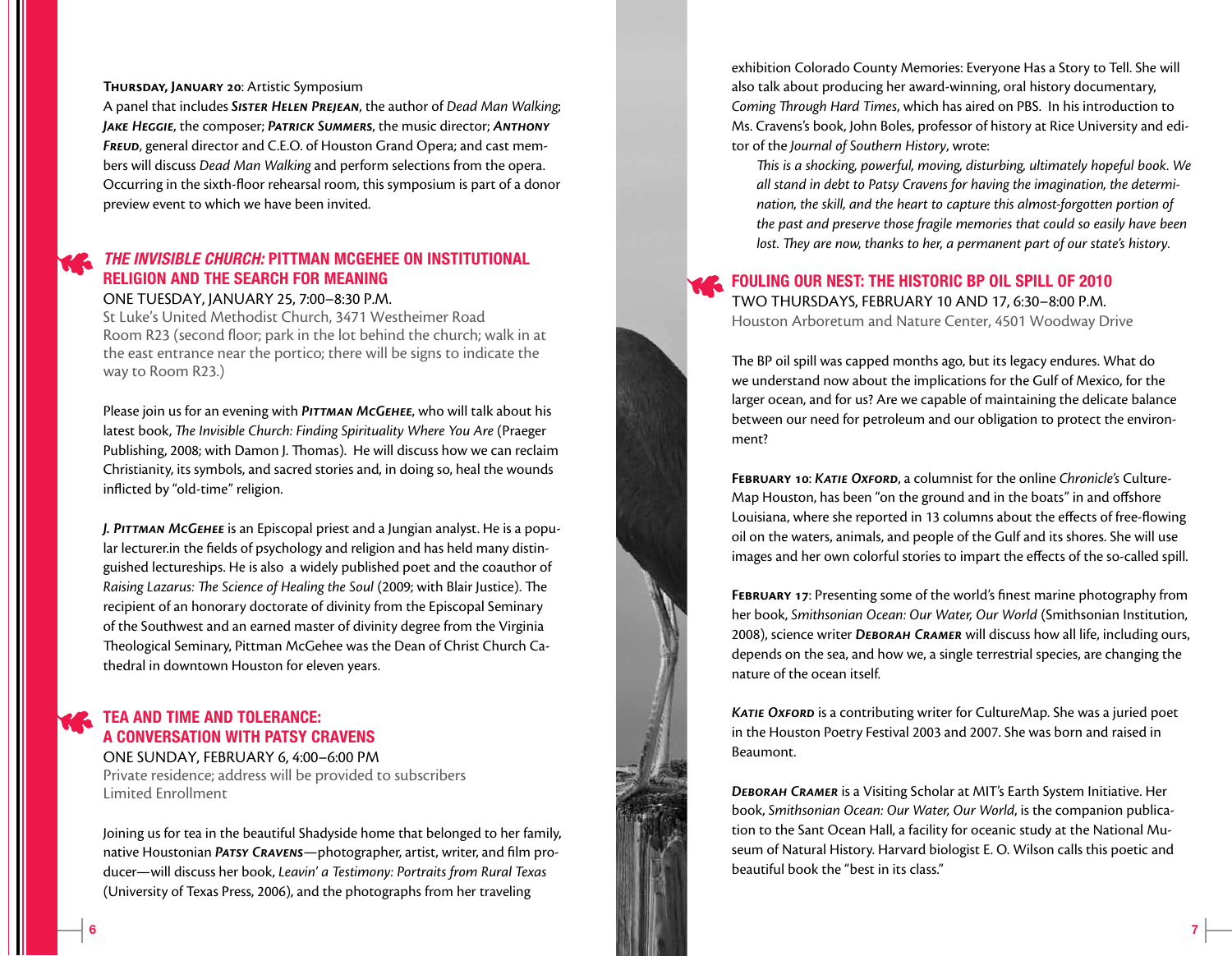**Thursday, January 20**: Artistic Symposium

A panel that includes ***Sister Helen Prejean***, the author of *Dead Man Walking*; ***Jake Heggie***, the composer; ***Patrick Summers***, the music director; ***Anthony Freud***, general director and C.E.O. of Houston Grand Opera; and cast members will discuss *Dead Man Walking* and perform selections from the opera. Occurring in the sixth-floor rehearsal room, this symposium is part of a donor preview event to which we have been invited.

## *THE INVISIBLE CHURCH:* PITTMAN MCGEHEE ON INSTITUTIONAL RELIGION AND THE SEARCH FOR MEANING

ONE TUESDAY, JANUARY 25, 7:00–8:30 P.M.

St Luke's United Methodist Church, 3471 Westheimer Road
Room R23 (second floor; park in the lot behind the church; walk in at the east entrance near the portico; there will be signs to indicate the way to Room R23.)

Please join us for an evening with ***Pittman McGehee***, who will talk about his latest book, *The Invisible Church: Finding Spirituality Where You Are* (Praeger Publishing, 2008; with Damon J. Thomas). He will discuss how we can reclaim Christianity, its symbols, and sacred stories and, in doing so, heal the wounds inflicted by "old-time" religion.

***J. Pittman McGehee*** is an Episcopal priest and a Jungian analyst. He is a popular lecturer.in the fields of psychology and religion and has held many distinguished lectureships. He is also a widely published poet and the coauthor of *Raising Lazarus: The Science of Healing the Soul* (2009; with Blair Justice). The recipient of an honorary doctorate of divinity from the Episcopal Seminary of the Southwest and an earned master of divinity degree from the Virginia Theological Seminary, Pittman McGehee was the Dean of Christ Church Cathedral in downtown Houston for eleven years.

## TEA AND TIME AND TOLERANCE: A CONVERSATION WITH PATSY CRAVENS

ONE SUNDAY, FEBRUARY 6, 4:00–6:00 PM

Private residence; address will be provided to subscribers
Limited Enrollment

Joining us for tea in the beautiful Shadyside home that belonged to her family, native Houstonian ***Patsy Cravens***—photographer, artist, writer, and film producer—will discuss her book, *Leavin' a Testimony: Portraits from Rural Texas* (University of Texas Press, 2006), and the photographs from her traveling exhibition Colorado County Memories: Everyone Has a Story to Tell. She will also talk about producing her award-winning, oral history documentary, *Coming Through Hard Times*, which has aired on PBS. In his introduction to Ms. Cravens's book, John Boles, professor of history at Rice University and editor of the *Journal of Southern History*, wrote:

> *This is a shocking, powerful, moving, disturbing, ultimately hopeful book. We all stand in debt to Patsy Cravens for having the imagination, the determination, the skill, and the heart to capture this almost-forgotten portion of the past and preserve those fragile memories that could so easily have been lost. They are now, thanks to her, a permanent part of our state's history.*

## FOULING OUR NEST: THE HISTORIC BP OIL SPILL OF 2010

TWO THURSDAYS, FEBRUARY 10 AND 17, 6:30–8:00 P.M.

Houston Arboretum and Nature Center, 4501 Woodway Drive

The BP oil spill was capped months ago, but its legacy endures. What do we understand now about the implications for the Gulf of Mexico, for the larger ocean, and for us? Are we capable of maintaining the delicate balance between our need for petroleum and our obligation to protect the environment?

**February 10**: ***Katie Oxford***, a columnist for the online *Chronicle's* CultureMap Houston, has been "on the ground and in the boats" in and offshore Louisiana, where she reported in 13 columns about the effects of free-flowing oil on the waters, animals, and people of the Gulf and its shores. She will use images and her own colorful stories to impart the effects of the so-called spill.

**February 17**: Presenting some of the world's finest marine photography from her book, *Smithsonian Ocean: Our Water, Our World* (Smithsonian Institution, 2008), science writer ***Deborah Cramer*** will discuss how all life, including ours, depends on the sea, and how we, a single terrestrial species, are changing the nature of the ocean itself.

***Katie Oxford*** is a contributing writer for CultureMap. She was a juried poet in the Houston Poetry Festival 2003 and 2007. She was born and raised in Beaumont.

***Deborah Cramer*** is a Visiting Scholar at MIT's Earth System Initiative. Her book, *Smithsonian Ocean: Our Water, Our World*, is the companion publication to the Sant Ocean Hall, a facility for oceanic study at the National Museum of Natural History. Harvard biologist E. O. Wilson calls this poetic and beautiful book the "best in its class."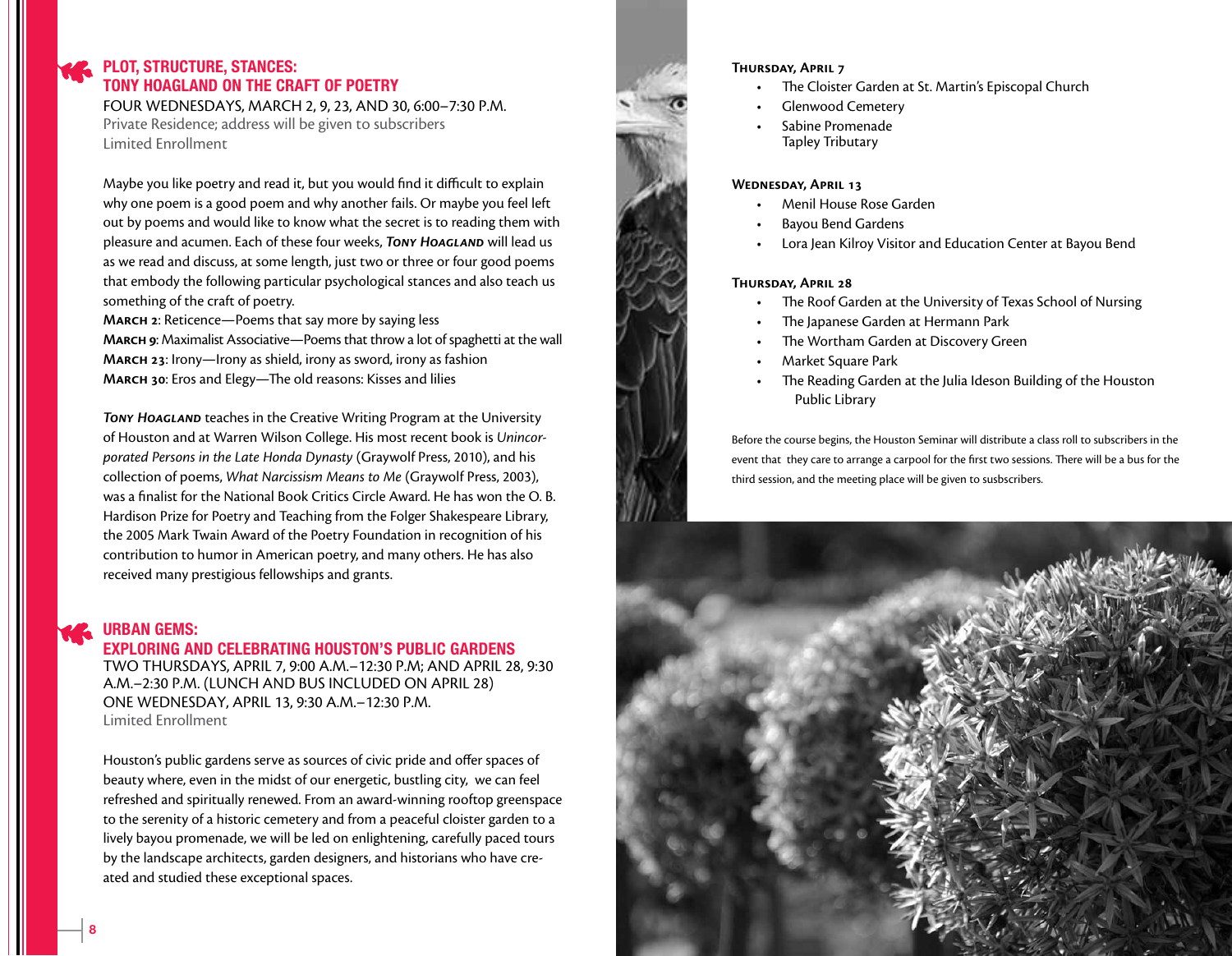## PLOT, STRUCTURE, STANCES: TONY HOAGLAND ON THE CRAFT OF POETRY

FOUR WEDNESDAYS, MARCH 2, 9, 23, AND 30, 6:00–7:30 P.M.
Private Residence; address will be given to subscribers
Limited Enrollment

Maybe you like poetry and read it, but you would find it difficult to explain why one poem is a good poem and why another fails. Or maybe you feel left out by poems and would like to know what the secret is to reading them with pleasure and acumen. Each of these four weeks, ***Tony Hoagland*** will lead us as we read and discuss, at some length, just two or three or four good poems that embody the following particular psychological stances and also teach us something of the craft of poetry.
**March 2**: Reticence—Poems that say more by saying less
**March 9**: Maximalist Associative—Poems that throw a lot of spaghetti at the wall
**March 23**: Irony—Irony as shield, irony as sword, irony as fashion
**March 30**: Eros and Elegy—The old reasons: Kisses and lilies

***Tony Hoagland*** teaches in the Creative Writing Program at the University of Houston and at Warren Wilson College. His most recent book is *Unincorporated Persons in the Late Honda Dynasty* (Graywolf Press, 2010), and his collection of poems, *What Narcissism Means to Me* (Graywolf Press, 2003), was a finalist for the National Book Critics Circle Award. He has won the O. B. Hardison Prize for Poetry and Teaching from the Folger Shakespeare Library, the 2005 Mark Twain Award of the Poetry Foundation in recognition of his contribution to humor in American poetry, and many others. He has also received many prestigious fellowships and grants.

## URBAN GEMS: EXPLORING AND CELEBRATING HOUSTON'S PUBLIC GARDENS

TWO THURSDAYS, APRIL 7, 9:00 A.M.–12:30 P.M; AND APRIL 28, 9:30 A.M.–2:30 P.M. (LUNCH AND BUS INCLUDED ON APRIL 28)
ONE WEDNESDAY, APRIL 13, 9:30 A.M.–12:30 P.M.
Limited Enrollment

Houston's public gardens serve as sources of civic pride and offer spaces of beauty where, even in the midst of our energetic, bustling city, we can feel refreshed and spiritually renewed. From an award-winning rooftop greenspace to the serenity of a historic cemetery and from a peaceful cloister garden to a lively bayou promenade, we will be led on enlightening, carefully paced tours by the landscape architects, garden designers, and historians who have created and studied these exceptional spaces.

**Thursday, April 7**
- The Cloister Garden at St. Martin's Episcopal Church
- Glenwood Cemetery
- Sabine Promenade
  Tapley Tributary

**Wednesday, April 13**
- Menil House Rose Garden
- Bayou Bend Gardens
- Lora Jean Kilroy Visitor and Education Center at Bayou Bend

**Thursday, April 28**
- The Roof Garden at the University of Texas School of Nursing
- The Japanese Garden at Hermann Park
- The Wortham Garden at Discovery Green
- Market Square Park
- The Reading Garden at the Julia Ideson Building of the Houston Public Library

Before the course begins, the Houston Seminar will distribute a class roll to subscribers in the event that they care to arrange a carpool for the first two sessions. There will be a bus for the third session, and the meeting place will be given to susbscribers.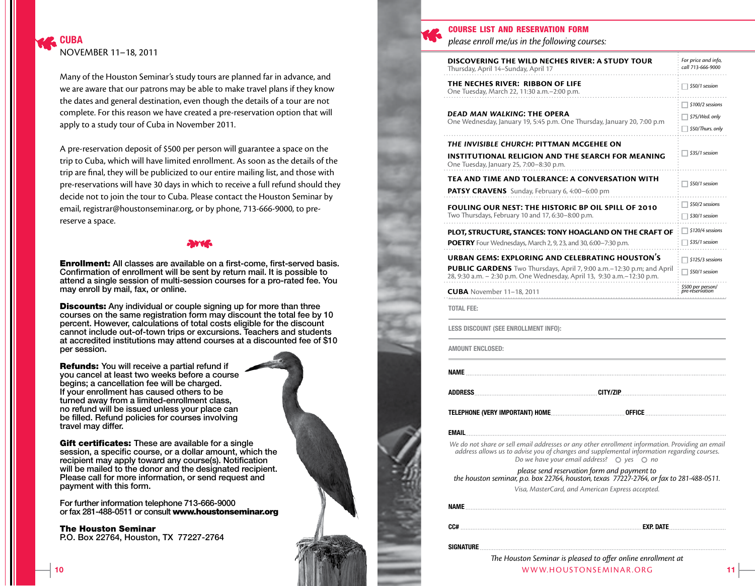## CUBA

NOVEMBER 11–18, 2011

Many of the Houston Seminar's study tours are planned far in advance, and we are aware that our patrons may be able to make travel plans if they know the dates and general destination, even though the details of a tour are not complete. For this reason we have created a pre-reservation option that will apply to a study tour of Cuba in November 2011.

A pre-reservation deposit of $500 per person will guarantee a space on the trip to Cuba, which will have limited enrollment. As soon as the details of the trip are final, they will be publicized to our entire mailing list, and those with pre-reservations will have 30 days in which to receive a full refund should they decide not to join the tour to Cuba. Please contact the Houston Seminar by email, registrar@houstonseminar.org, or by phone, 713-666-9000, to pre-reserve a space.

**Enrollment:** All classes are available on a first-come, first-served basis. Confirmation of enrollment will be sent by return mail. It is possible to attend a single session of multi-session courses for a pro-rated fee. You may enroll by mail, fax, or online.

**Discounts:** Any individual or couple signing up for more than three courses on the same registration form may discount the total fee by 10 percent. However, calculations of total costs eligible for the discount cannot include out-of-town trips or excursions. Teachers and students at accredited institutions may attend courses at a discounted fee of $10 per session.

**Refunds:** You will receive a partial refund if you cancel at least two weeks before a course begins; a cancellation fee will be charged. If your enrollment has caused others to be turned away from a limited-enrollment class, no refund will be issued unless your place can be filled. Refund policies for courses involving travel may differ.

**Gift certificates:** These are available for a single session, a specific course, or a dollar amount, which the recipient may apply toward any course(s). Notification will be mailed to the donor and the designated recipient. Please call for more information, or send request and payment with this form.

For further information telephone 713-666-9000 or fax 281-488-0511 or consult **www.houstonseminar.org**

**The Houston Seminar**
P.O. Box 22764, Houston, TX 77227-2764

## COURSE LIST AND RESERVATION FORM

*please enroll me/us in the following courses:*

| Course | Fee |
|---|---|
| **DISCOVERING THE WILD NECHES RIVER: A STUDY TOUR** Thursday, April 14–Sunday, April 17 | *For price and info, call 713-666-9000* |
| **THE NECHES RIVER: RIBBON OF LIFE** One Tuesday, March 22, 11:30 a.m.–2:00 p.m. | ☐ $50/1 session |
| ***DEAD MAN WALKING*: THE OPERA** One Wednesday, January 19, 5:45 p.m. One Thursday, January 20, 7:00 p.m | ☐ $100/2 sessions ☐ $75/Wed. only ☐ $50/Thurs. only |
| ***THE INVISIBLE CHURCH*: PITTMAN MCGEHEE ON INSTITUTIONAL RELIGION AND THE SEARCH FOR MEANING** One Tuesday, January 25, 7:00–8:30 p.m. | ☐ $35/1 session |
| **TEA AND TIME AND TOLERANCE: A CONVERSATION WITH PATSY CRAVENS** Sunday, February 6, 4:00–6:00 pm | ☐ $50/1 session |
| **FOULING OUR NEST: THE HISTORIC BP OIL SPILL OF 2010** Two Thursdays, February 10 and 17, 6:30–8:00 p.m. | ☐ $50/2 sessions ☐ $30/1 session |
| **PLOT, STRUCTURE, STANCES: TONY HOAGLAND ON THE CRAFT OF POETRY** Four Wednesdays, March 2, 9, 23, and 30, 6:00–7:30 p.m. | ☐ $120/4 sessions ☐ $35/1 session |
| **URBAN GEMS: EXPLORING AND CELEBRATING HOUSTON'S PUBLIC GARDENS** Two Thursdays, April 7, 9:00 a.m.–12:30 p.m; and April 28, 9:30 a.m. – 2:30 p.m. One Wednesday, April 13, 9:30 a.m.–12:30 p.m. | ☐ $125/3 sessions ☐ $50/1 session |
| **CUBA** November 11–18, 2011 | $500 per person/ pre-reservation |

TOTAL FEE:

LESS DISCOUNT (SEE ENROLLMENT INFO):

AMOUNT ENCLOSED:

NAME

ADDRESS ................ CITY/ZIP

TELEPHONE (VERY IMPORTANT) HOME ................ OFFICE

EMAIL

*We do not share or sell email addresses or any other enrollment information. Providing an email address allows us to advise you of changes and supplemental information regarding courses. Do we have your email address?* ○ *yes* ○ *no*

*please send reservation form and payment to the houston seminar, p.o. box 22764, houston, texas 77227-2764, or fax to 281-488-0511.*

*Visa, MasterCard, and American Express accepted.*

NAME

CC# ................ EXP. DATE

SIGNATURE

*The Houston Seminar is pleased to offer online enrollment at*
WWW.HOUSTONSEMINAR.ORG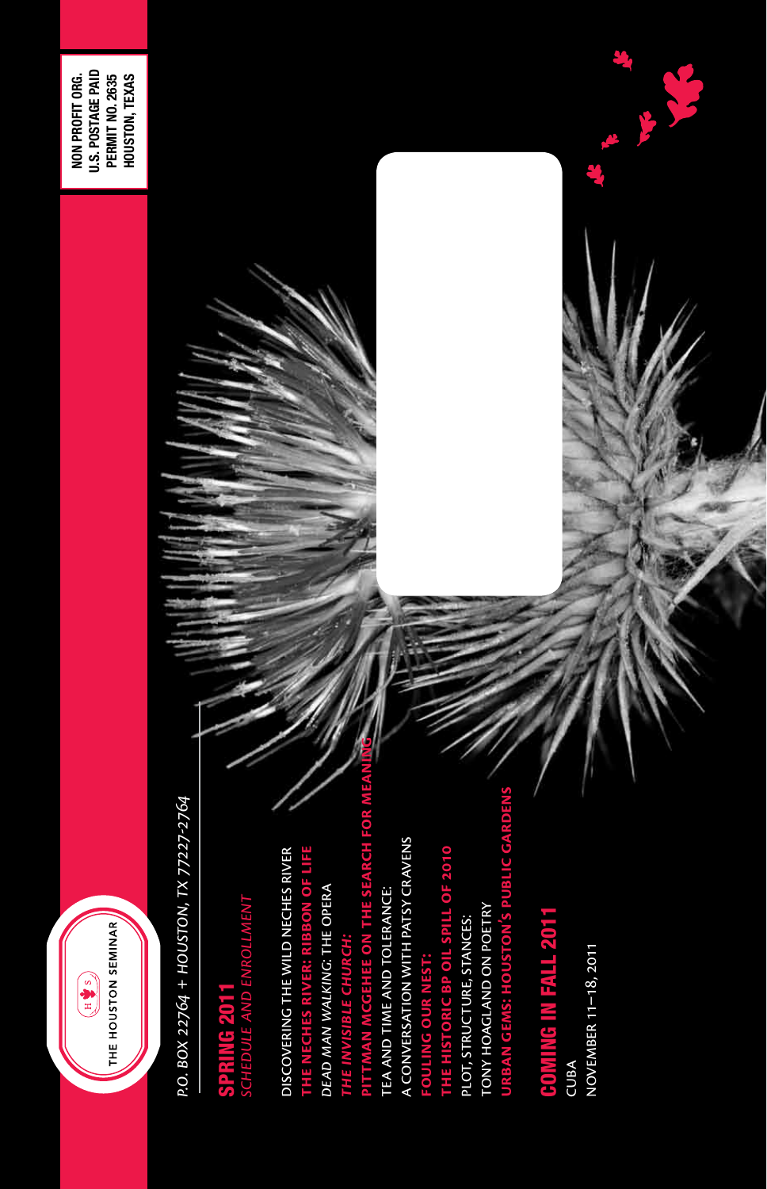NON PROFIT ORG.
U.S. POSTAGE PAID
PERMIT NO. 2635
HOUSTON, TEXAS

THE HOUSTON SEMINAR

*P.O. BOX 22764 + HOUSTON, TX 77227-2764*

## SPRING 2011

*SCHEDULE AND ENROLLMENT*

DISCOVERING THE WILD NECHES RIVER
**THE NECHES RIVER: RIBBON OF LIFE**
*DEAD MAN WALKING*: THE OPERA
***THE INVISIBLE CHURCH:***
**PITTMAN MCGEHEE ON THE SEARCH FOR MEANING**
TEA AND TIME AND TOLERANCE:
A CONVERSATION WITH PATSY CRAVENS
**FOULING OUR NEST:**
**THE HISTORIC BP OIL SPILL OF 2010**
PLOT, STRUCTURE, STANCES:
TONY HOAGLAND ON POETRY
**URBAN GEMS: HOUSTON'S PUBLIC GARDENS**

## COMING IN FALL 2011

CUBA
NOVEMBER 11–18, 2011